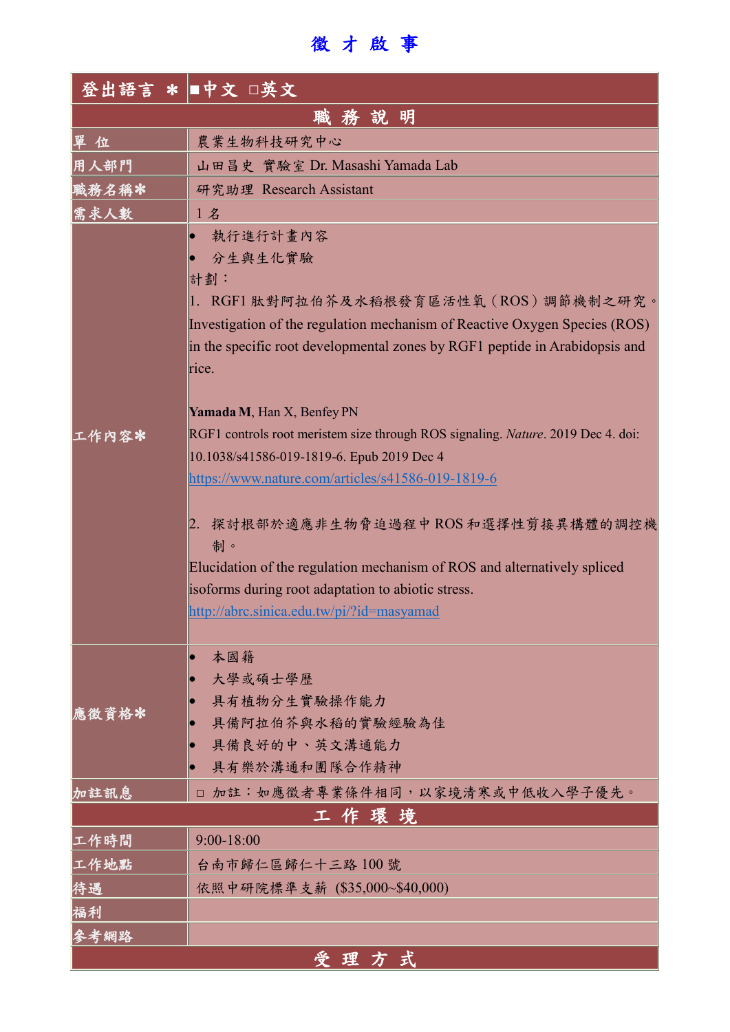# 徵 才 啟 事

| 登出語言 ＊ | ■中文 □英文 |
|---|---|
| **職 務 說 明** | |
| 單 位 | 農業生物科技研究中心 |
| 用人部門 | 山田昌史 實驗室 Dr. Masashi Yamada Lab |
| 職務名稱＊ | 研究助理 Research Assistant |
| 需求人數 | 1 名 |
| 工作內容＊ | • 執行進行計畫內容<br>• 分生與生化實驗<br>計劃：<br>1. RGF1 肽對阿拉伯芥及水稻根發育區活性氧（ROS）調節機制之研究。<br>Investigation of the regulation mechanism of Reactive Oxygen Species (ROS) in the specific root developmental zones by RGF1 peptide in Arabidopsis and rice.<br><br>**Yamada M**, Han X, Benfey PN<br>RGF1 controls root meristem size through ROS signaling. *Nature*. 2019 Dec 4. doi: 10.1038/s41586-019-1819-6. Epub 2019 Dec 4<br>https://www.nature.com/articles/s41586-019-1819-6<br><br>2. 探討根部於適應非生物脅迫過程中 ROS 和選擇性剪接異構體的調控機制。<br>Elucidation of the regulation mechanism of ROS and alternatively spliced isoforms during root adaptation to abiotic stress.<br>http://abrc.sinica.edu.tw/pi/?id=masyamad |
| 應徵資格＊ | • 本國籍<br>• 大學或碩士學歷<br>• 具有植物分生實驗操作能力<br>• 具備阿拉伯芥與水稻的實驗經驗為佳<br>• 具備良好的中、英文溝通能力<br>• 具有樂於溝通和團隊合作精神 |
| 加註訊息 | □ 加註：如應徵者專業條件相同，以家境清寒或中低收入學子優先。 |
| **工 作 環 境** | |
| 工作時間 | 9:00-18:00 |
| 工作地點 | 台南市歸仁區歸仁十三路 100 號 |
| 待遇 | 依照中研院標準支薪 ($35,000~$40,000) |
| 福利 | |
| 參考網路 | |
| **受 理 方 式** | |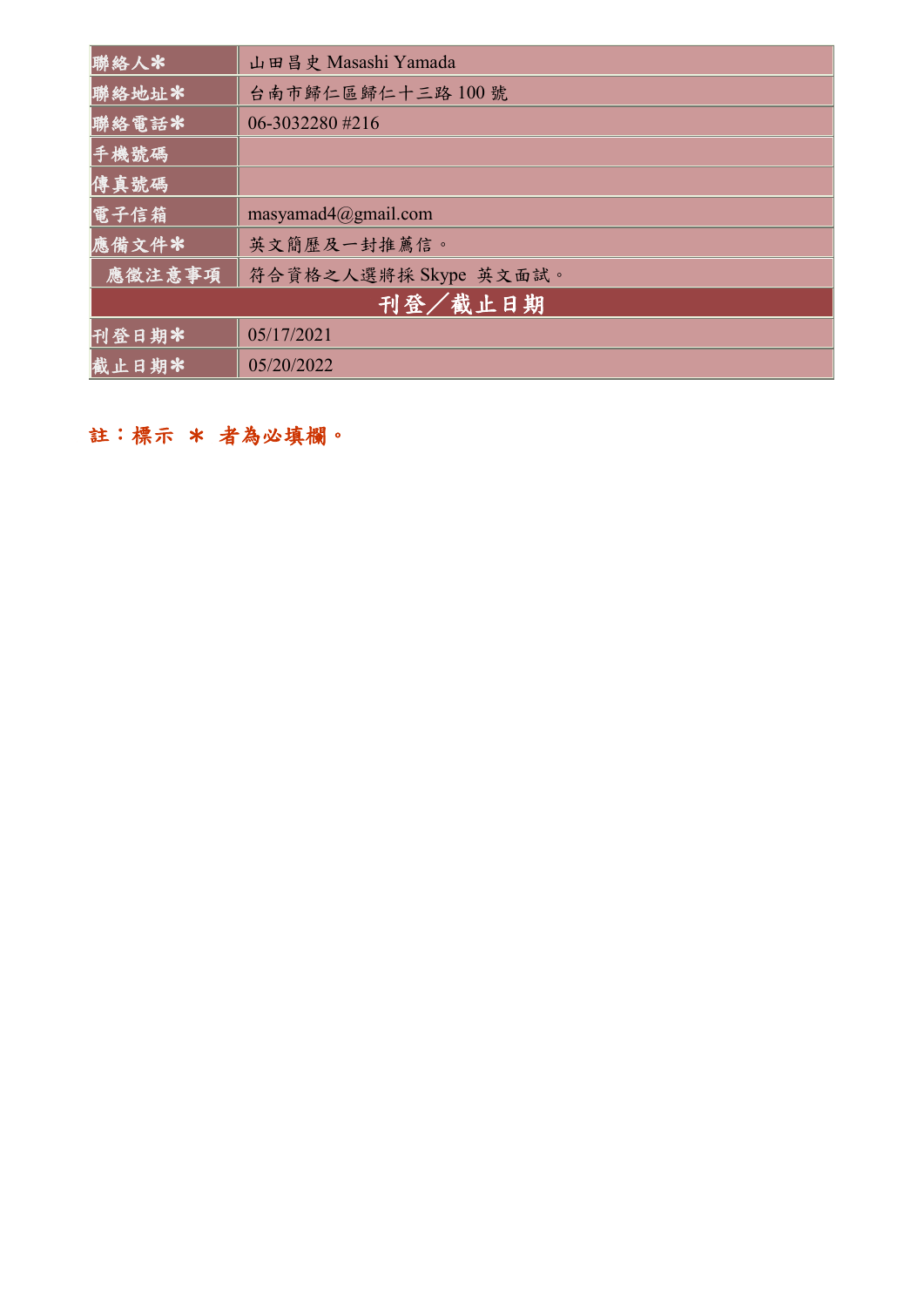| 聯絡人✱ | 山田昌史 Masashi Yamada |
| --- | --- |
| 聯絡地址✱ | 台南市歸仁區歸仁十三路 100 號 |
| 聯絡電話✱ | 06-3032280 #216 |
| 手機號碼 | |
| 傳真號碼 | |
| 電子信箱 | masyamad4@gmail.com |
| 應備文件✱ | 英文簡歷及一封推薦信。 |
| 應徵注意事項 | 符合資格之人選將採 Skype 英文面試。 |
| **刊登／截止日期** | |
| 刊登日期✱ | 05/17/2021 |
| 截止日期✱ | 05/20/2022 |

**註：標示 ＊ 者為必填欄。**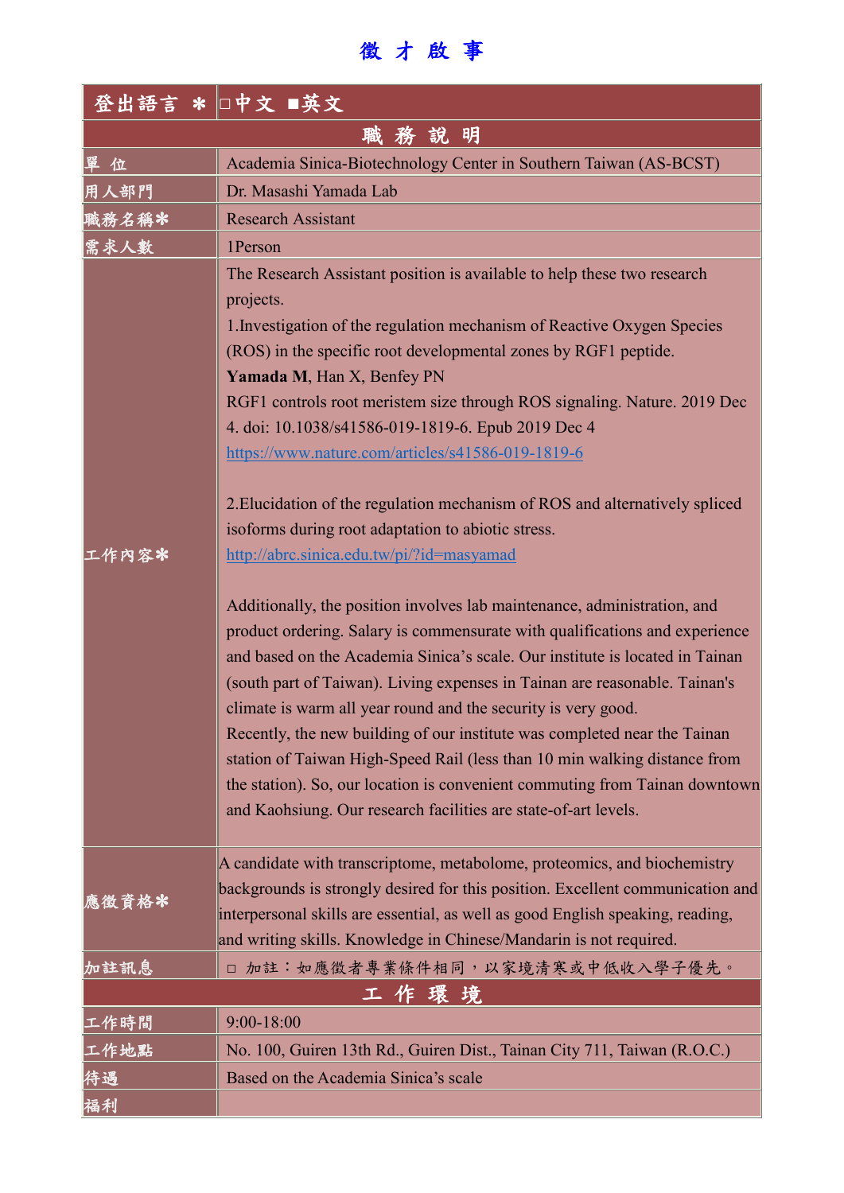# 徵 才 啟 事

| 登出語言 ＊ | □中文 ■英文 |
|---|---|
| **職 務 說 明** | |
| 單 位 | Academia Sinica-Biotechnology Center in Southern Taiwan (AS-BCST) |
| 用人部門 | Dr. Masashi Yamada Lab |
| 職務名稱＊ | Research Assistant |
| 需求人數 | 1Person |
| 工作內容＊ | The Research Assistant position is available to help these two research projects.<br>1.Investigation of the regulation mechanism of Reactive Oxygen Species (ROS) in the specific root developmental zones by RGF1 peptide.<br>**Yamada M**, Han X, Benfey PN<br>RGF1 controls root meristem size through ROS signaling. Nature. 2019 Dec 4. doi: 10.1038/s41586-019-1819-6. Epub 2019 Dec 4<br>https://www.nature.com/articles/s41586-019-1819-6<br><br>2.Elucidation of the regulation mechanism of ROS and alternatively spliced isoforms during root adaptation to abiotic stress.<br>http://abrc.sinica.edu.tw/pi/?id=masyamad<br><br>Additionally, the position involves lab maintenance, administration, and product ordering. Salary is commensurate with qualifications and experience and based on the Academia Sinica's scale. Our institute is located in Tainan (south part of Taiwan). Living expenses in Tainan are reasonable. Tainan's climate is warm all year round and the security is very good.<br>Recently, the new building of our institute was completed near the Tainan station of Taiwan High-Speed Rail (less than 10 min walking distance from the station). So, our location is convenient commuting from Tainan downtown and Kaohsiung. Our research facilities are state-of-art levels. |
| 應徵資格＊ | A candidate with transcriptome, metabolome, proteomics, and biochemistry backgrounds is strongly desired for this position. Excellent communication and interpersonal skills are essential, as well as good English speaking, reading, and writing skills. Knowledge in Chinese/Mandarin is not required. |
| 加註訊息 | □ 加註：如應徵者專業條件相同，以家境清寒或中低收入學子優先。 |
| **工 作 環 境** | |
| 工作時間 | 9:00-18:00 |
| 工作地點 | No. 100, Guiren 13th Rd., Guiren Dist., Tainan City 711, Taiwan (R.O.C.) |
| 待遇 | Based on the Academia Sinica's scale |
| 福利 | |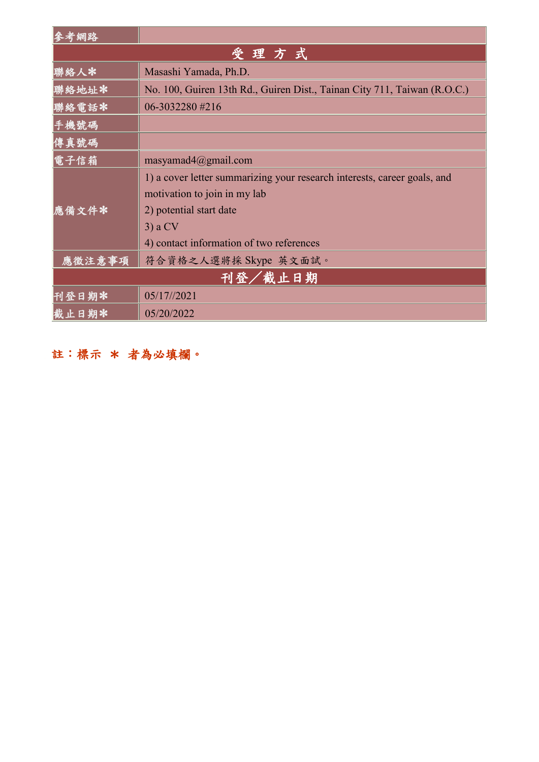| | |
|---|---|
| 參考網路 | |
| 受 理 方 式 | |
| 聯絡人✻ | Masashi Yamada, Ph.D. |
| 聯絡地址✻ | No. 100, Guiren 13th Rd., Guiren Dist., Tainan City 711, Taiwan (R.O.C.) |
| 聯絡電話✻ | 06-3032280 #216 |
| 手機號碼 | |
| 傳真號碼 | |
| 電子信箱 | masyamad4@gmail.com |
| 應備文件✻ | 1) a cover letter summarizing your research interests, career goals, and motivation to join in my lab<br>2) potential start date<br>3) a CV<br>4) contact information of two references |
| 應徵注意事項 | 符合資格之人選將採 Skype 英文面試。 |
| 刊登／截止日期 | |
| 刊登日期✻ | 05/17//2021 |
| 截止日期✻ | 05/20/2022 |

註：標示 ＊ 者為必填欄。